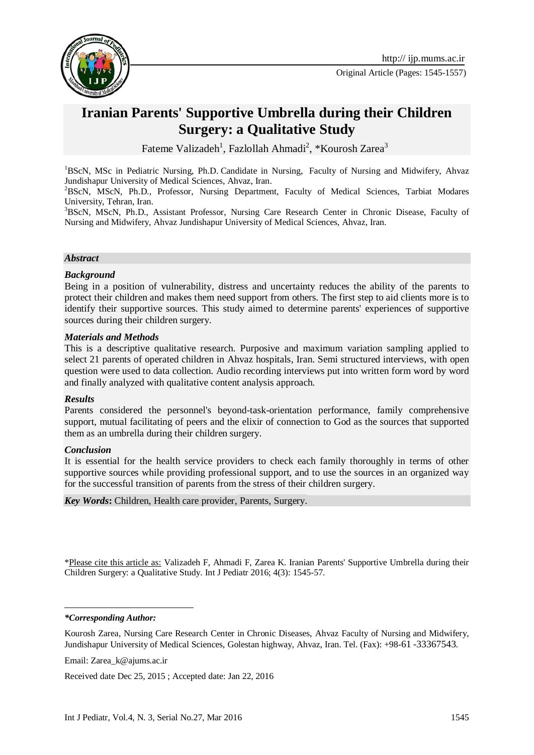# Iranian Parents' Supportive Umbrella during their Children Surgery: a Qualitative Study

Fateme Valizadeh[1], Fazlollah Ahmadi[2], *Kourosh Zarea[3]

[1]BScN, MSc in Pediatric Nursing, Ph.D. Candidate in Nursing, Faculty of Nursing and Midwifery, Ahvaz Jundishapur University of Medical Sciences, Ahvaz, Iran.

[2]BScN, MScN, Ph.D., Professor, Nursing Department, Faculty of Medical Sciences, Tarbiat Modares University, Tehran, Iran.

[3]BScN, MScN, Ph.D., Assistant Professor, Nursing Care Research Center in Chronic Disease, Faculty of Nursing and Midwifery, Ahvaz Jundishapur University of Medical Sciences, Ahvaz, Iran.

## *Abstract*

### *Background*

Being in a position of vulnerability, distress and uncertainty reduces the ability of the parents to protect their children and makes them need support from others. The first step to aid clients more is to identify their supportive sources. This study aimed to determine parents' experiences of supportive sources during their children surgery.

### *Materials and Methods*

This is a descriptive qualitative research. Purposive and maximum variation sampling applied to select 21 parents of operated children in Ahvaz hospitals, Iran. Semi structured interviews, with open question were used to data collection. Audio recording interviews put into written form word by word and finally analyzed with qualitative content analysis approach.

### *Results*

Parents considered the personnel's beyond-task-orientation performance, family comprehensive support, mutual facilitating of peers and the elixir of connection to God as the sources that supported them as an umbrella during their children surgery.

### *Conclusion*

It is essential for the health service providers to check each family thoroughly in terms of other supportive sources while providing professional support, and to use the sources in an organized way for the successful transition of parents from the stress of their children surgery.

***Key Words*:** Children, Health care provider, Parents, Surgery.

*Please cite this article as: Valizadeh F, Ahmadi F, Zarea K. Iranian Parents' Supportive Umbrella during their Children Surgery: a Qualitative Study. Int J Pediatr 2016; 4(3): 1545-57.

***\*Corresponding Author:***

Kourosh Zarea, Nursing Care Research Center in Chronic Diseases, Ahvaz Faculty of Nursing and Midwifery, Jundishapur University of Medical Sciences, Golestan highway, Ahvaz, Iran. Tel. (Fax): +98-61 -33367543.

Email: Zarea_k@ajums.ac.ir

Received date Dec 25, 2015 ; Accepted date: Jan 22, 2016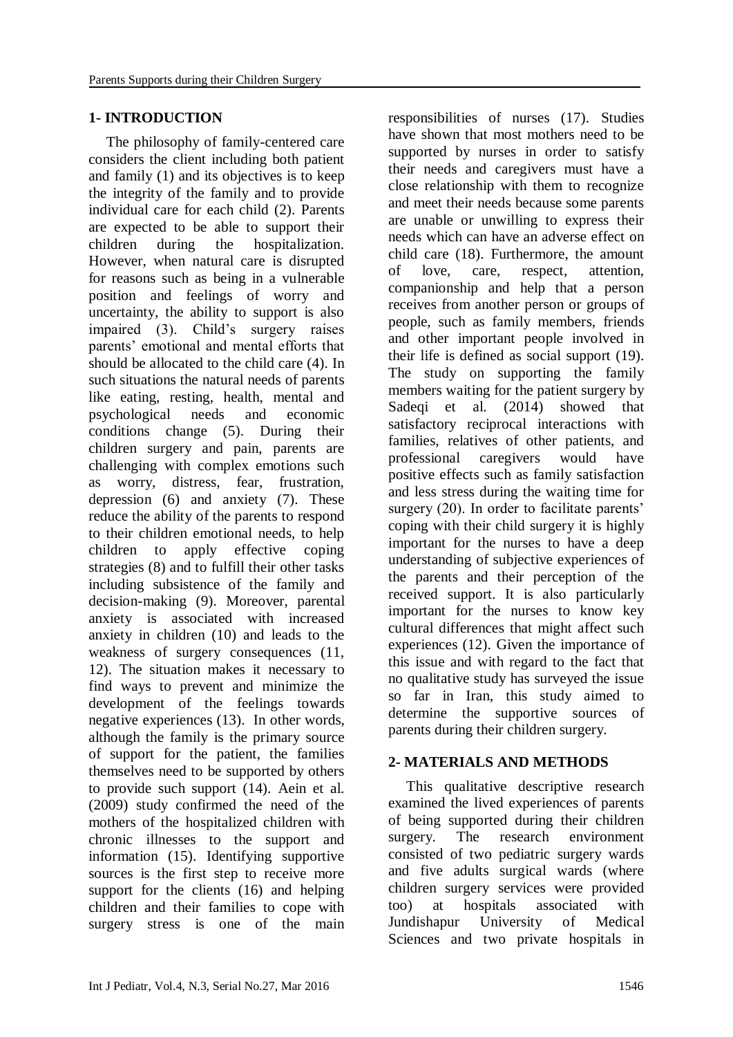## 1- INTRODUCTION

The philosophy of family-centered care considers the client including both patient and family (1) and its objectives is to keep the integrity of the family and to provide individual care for each child (2). Parents are expected to be able to support their children during the hospitalization. However, when natural care is disrupted for reasons such as being in a vulnerable position and feelings of worry and uncertainty, the ability to support is also impaired (3). Child's surgery raises parents' emotional and mental efforts that should be allocated to the child care (4). In such situations the natural needs of parents like eating, resting, health, mental and psychological needs and economic conditions change (5). During their children surgery and pain, parents are challenging with complex emotions such as worry, distress, fear, frustration, depression (6) and anxiety (7). These reduce the ability of the parents to respond to their children emotional needs, to help children to apply effective coping strategies (8) and to fulfill their other tasks including subsistence of the family and decision-making (9). Moreover, parental anxiety is associated with increased anxiety in children (10) and leads to the weakness of surgery consequences (11, 12). The situation makes it necessary to find ways to prevent and minimize the development of the feelings towards negative experiences (13). In other words, although the family is the primary source of support for the patient, the families themselves need to be supported by others to provide such support (14). Aein et al. (2009) study confirmed the need of the mothers of the hospitalized children with chronic illnesses to the support and information (15). Identifying supportive sources is the first step to receive more support for the clients (16) and helping children and their families to cope with surgery stress is one of the main responsibilities of nurses (17). Studies have shown that most mothers need to be supported by nurses in order to satisfy their needs and caregivers must have a close relationship with them to recognize and meet their needs because some parents are unable or unwilling to express their needs which can have an adverse effect on child care (18). Furthermore, the amount of love, care, respect, attention, companionship and help that a person receives from another person or groups of people, such as family members, friends and other important people involved in their life is defined as social support (19). The study on supporting the family members waiting for the patient surgery by Sadeqi et al. (2014) showed that satisfactory reciprocal interactions with families, relatives of other patients, and professional caregivers would have positive effects such as family satisfaction and less stress during the waiting time for surgery (20). In order to facilitate parents' coping with their child surgery it is highly important for the nurses to have a deep understanding of subjective experiences of the parents and their perception of the received support. It is also particularly important for the nurses to know key cultural differences that might affect such experiences (12). Given the importance of this issue and with regard to the fact that no qualitative study has surveyed the issue so far in Iran, this study aimed to determine the supportive sources of parents during their children surgery.

## 2- MATERIALS AND METHODS

This qualitative descriptive research examined the lived experiences of parents of being supported during their children surgery. The research environment consisted of two pediatric surgery wards and five adults surgical wards (where children surgery services were provided too) at hospitals associated with Jundishapur University of Medical Sciences and two private hospitals in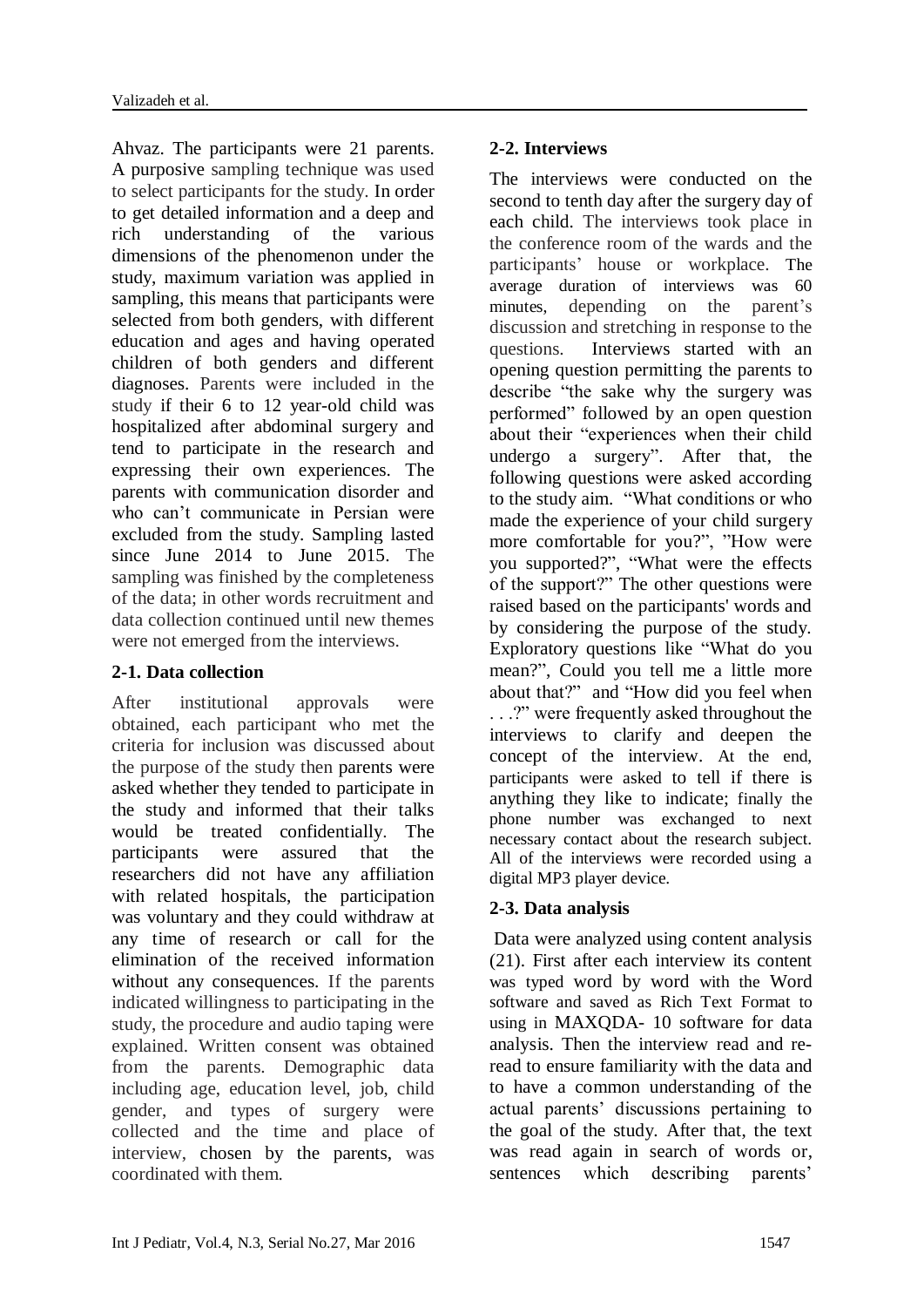Ahvaz. The participants were 21 parents. A purposive sampling technique was used to select participants for the study. In order to get detailed information and a deep and rich understanding of the various dimensions of the phenomenon under the study, maximum variation was applied in sampling, this means that participants were selected from both genders, with different education and ages and having operated children of both genders and different diagnoses. Parents were included in the study if their 6 to 12 year-old child was hospitalized after abdominal surgery and tend to participate in the research and expressing their own experiences. The parents with communication disorder and who can't communicate in Persian were excluded from the study. Sampling lasted since June 2014 to June 2015. The sampling was finished by the completeness of the data; in other words recruitment and data collection continued until new themes were not emerged from the interviews.

### 2-1. Data collection

After institutional approvals were obtained, each participant who met the criteria for inclusion was discussed about the purpose of the study then parents were asked whether they tended to participate in the study and informed that their talks would be treated confidentially. The participants were assured that the researchers did not have any affiliation with related hospitals, the participation was voluntary and they could withdraw at any time of research or call for the elimination of the received information without any consequences. If the parents indicated willingness to participating in the study, the procedure and audio taping were explained. Written consent was obtained from the parents. Demographic data including age, education level, job, child gender, and types of surgery were collected and the time and place of interview, chosen by the parents, was coordinated with them.

### 2-2. Interviews

The interviews were conducted on the second to tenth day after the surgery day of each child. The interviews took place in the conference room of the wards and the participants' house or workplace. The average duration of interviews was 60 minutes, depending on the parent's discussion and stretching in response to the questions. Interviews started with an opening question permitting the parents to describe "the sake why the surgery was performed" followed by an open question about their "experiences when their child undergo a surgery". After that, the following questions were asked according to the study aim. "What conditions or who made the experience of your child surgery more comfortable for you?", "How were you supported?", "What were the effects of the support?" The other questions were raised based on the participants' words and by considering the purpose of the study. Exploratory questions like "What do you mean?", Could you tell me a little more about that?" and "How did you feel when . . .?" were frequently asked throughout the interviews to clarify and deepen the concept of the interview. At the end, participants were asked to tell if there is anything they like to indicate; finally the phone number was exchanged to next necessary contact about the research subject. All of the interviews were recorded using a digital MP3 player device.

### 2-3. Data analysis

Data were analyzed using content analysis (21). First after each interview its content was typed word by word with the Word software and saved as Rich Text Format to using in MAXQDA- 10 software for data analysis. Then the interview read and re-read to ensure familiarity with the data and to have a common understanding of the actual parents' discussions pertaining to the goal of the study. After that, the text was read again in search of words or, sentences which describing parents'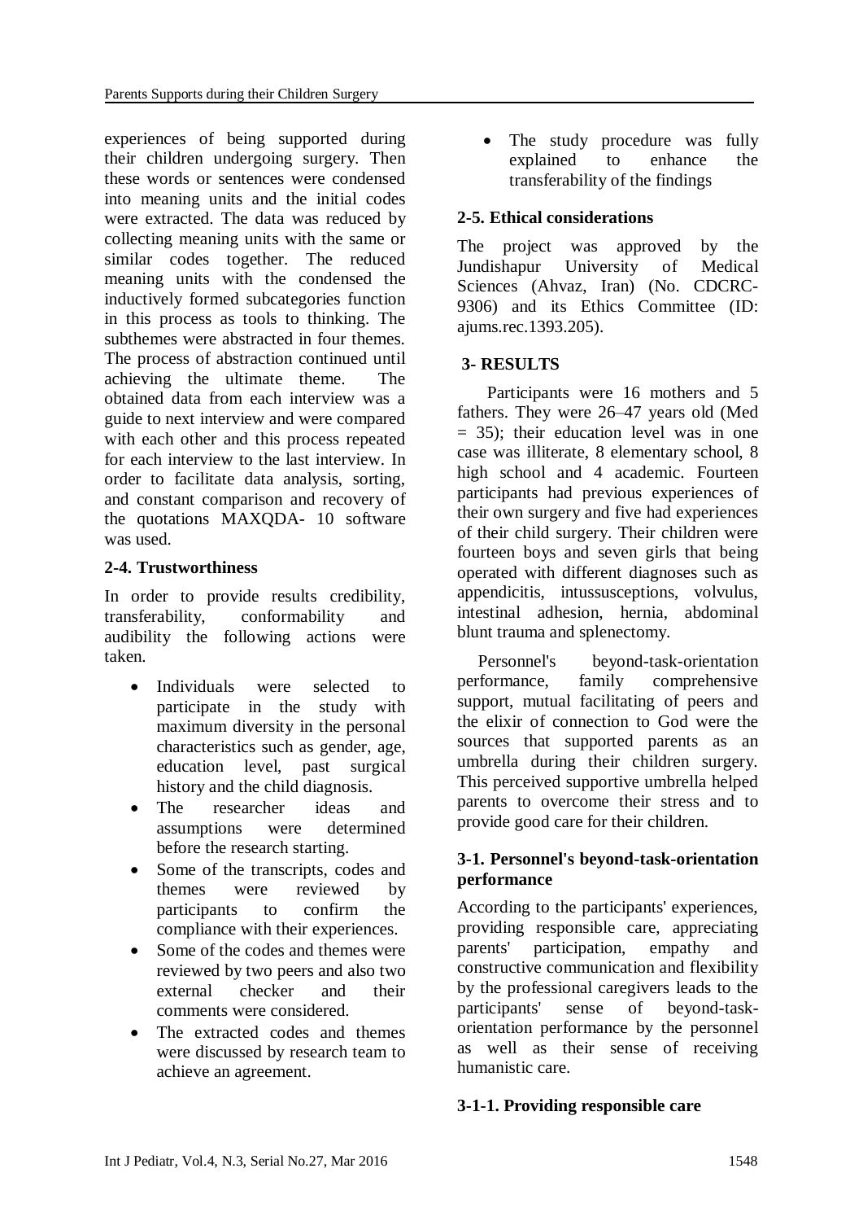experiences of being supported during their children undergoing surgery. Then these words or sentences were condensed into meaning units and the initial codes were extracted. The data was reduced by collecting meaning units with the same or similar codes together. The reduced meaning units with the condensed the inductively formed subcategories function in this process as tools to thinking. The subthemes were abstracted in four themes. The process of abstraction continued until achieving the ultimate theme. The obtained data from each interview was a guide to next interview and were compared with each other and this process repeated for each interview to the last interview. In order to facilitate data analysis, sorting, and constant comparison and recovery of the quotations MAXQDA- 10 software was used.

### 2-4. Trustworthiness

In order to provide results credibility, transferability, conformability and audibility the following actions were taken.

- Individuals were selected to participate in the study with maximum diversity in the personal characteristics such as gender, age, education level, past surgical history and the child diagnosis.
- The researcher ideas and assumptions were determined before the research starting.
- Some of the transcripts, codes and themes were reviewed by participants to confirm the compliance with their experiences.
- Some of the codes and themes were reviewed by two peers and also two external checker and their comments were considered.
- The extracted codes and themes were discussed by research team to achieve an agreement.
- The study procedure was fully explained to enhance the transferability of the findings

### 2-5. Ethical considerations

The project was approved by the Jundishapur University of Medical Sciences (Ahvaz, Iran) (No. CDCRC-9306) and its Ethics Committee (ID: ajums.rec.1393.205).

## 3- RESULTS

Participants were 16 mothers and 5 fathers. They were 26–47 years old (Med = 35); their education level was in one case was illiterate, 8 elementary school, 8 high school and 4 academic. Fourteen participants had previous experiences of their own surgery and five had experiences of their child surgery. Their children were fourteen boys and seven girls that being operated with different diagnoses such as appendicitis, intussusceptions, volvulus, intestinal adhesion, hernia, abdominal blunt trauma and splenectomy.

Personnel's beyond-task-orientation performance, family comprehensive support, mutual facilitating of peers and the elixir of connection to God were the sources that supported parents as an umbrella during their children surgery. This perceived supportive umbrella helped parents to overcome their stress and to provide good care for their children.

### 3-1. Personnel's beyond-task-orientation performance

According to the participants' experiences, providing responsible care, appreciating parents' participation, empathy and constructive communication and flexibility by the professional caregivers leads to the participants' sense of beyond-task-orientation performance by the personnel as well as their sense of receiving humanistic care.

#### 3-1-1. Providing responsible care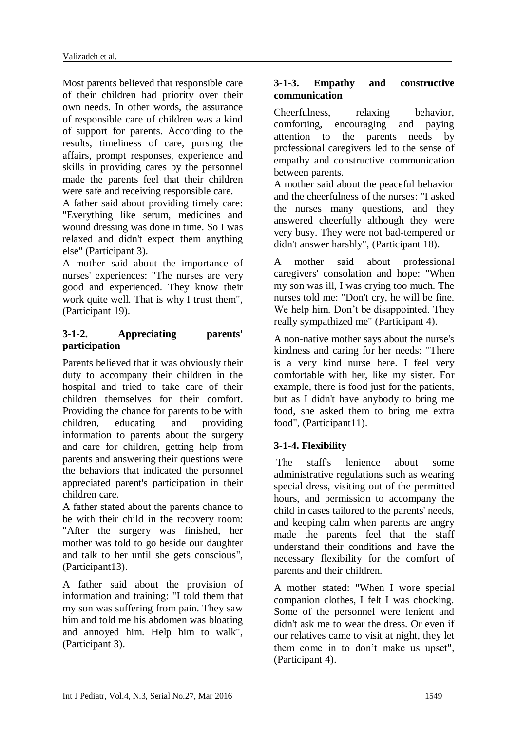Most parents believed that responsible care of their children had priority over their own needs. In other words, the assurance of responsible care of children was a kind of support for parents. According to the results, timeliness of care, pursing the affairs, prompt responses, experience and skills in providing cares by the personnel made the parents feel that their children were safe and receiving responsible care.

A father said about providing timely care: "Everything like serum, medicines and wound dressing was done in time. So I was relaxed and didn't expect them anything else" (Participant 3).

A mother said about the importance of nurses' experiences: "The nurses are very good and experienced. They know their work quite well. That is why I trust them", (Participant 19).

### 3-1-2. Appreciating parents' participation

Parents believed that it was obviously their duty to accompany their children in the hospital and tried to take care of their children themselves for their comfort. Providing the chance for parents to be with children, educating and providing information to parents about the surgery and care for children, getting help from parents and answering their questions were the behaviors that indicated the personnel appreciated parent's participation in their children care.

A father stated about the parents chance to be with their child in the recovery room: "After the surgery was finished, her mother was told to go beside our daughter and talk to her until she gets conscious", (Participant13).

A father said about the provision of information and training: "I told them that my son was suffering from pain. They saw him and told me his abdomen was bloating and annoyed him. Help him to walk", (Participant 3).

### 3-1-3. Empathy and constructive communication

Cheerfulness, relaxing behavior, comforting, encouraging and paying attention to the parents needs by professional caregivers led to the sense of empathy and constructive communication between parents.

A mother said about the peaceful behavior and the cheerfulness of the nurses: "I asked the nurses many questions, and they answered cheerfully although they were very busy. They were not bad-tempered or didn't answer harshly", (Participant 18).

A mother said about professional caregivers' consolation and hope: "When my son was ill, I was crying too much. The nurses told me: "Don't cry, he will be fine. We help him. Don't be disappointed. They really sympathized me" (Participant 4).

A non-native mother says about the nurse's kindness and caring for her needs: "There is a very kind nurse here. I feel very comfortable with her, like my sister. For example, there is food just for the patients, but as I didn't have anybody to bring me food, she asked them to bring me extra food", (Participant11).

### 3-1-4. Flexibility

The staff's lenience about some administrative regulations such as wearing special dress, visiting out of the permitted hours, and permission to accompany the child in cases tailored to the parents' needs, and keeping calm when parents are angry made the parents feel that the staff understand their conditions and have the necessary flexibility for the comfort of parents and their children.

A mother stated: "When I wore special companion clothes, I felt I was chocking. Some of the personnel were lenient and didn't ask me to wear the dress. Or even if our relatives came to visit at night, they let them come in to don't make us upset", (Participant 4).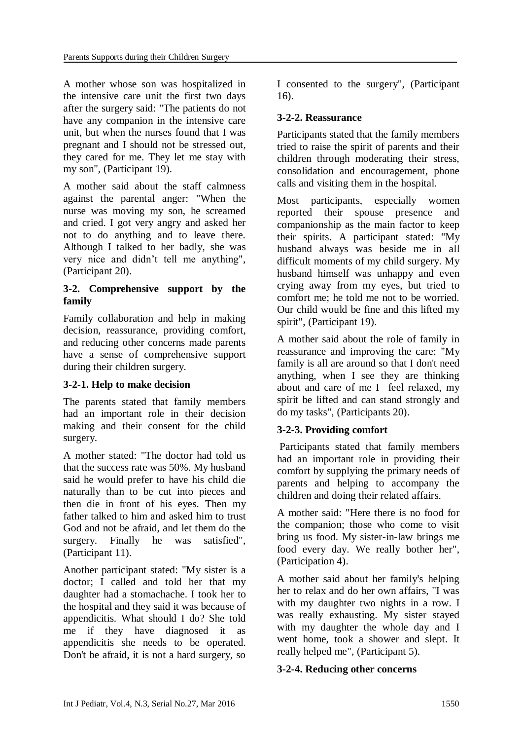A mother whose son was hospitalized in the intensive care unit the first two days after the surgery said: "The patients do not have any companion in the intensive care unit, but when the nurses found that I was pregnant and I should not be stressed out, they cared for me. They let me stay with my son", (Participant 19).

A mother said about the staff calmness against the parental anger: "When the nurse was moving my son, he screamed and cried. I got very angry and asked her not to do anything and to leave there. Although I talked to her badly, she was very nice and didn't tell me anything", (Participant 20).

### 3-2. Comprehensive support by the family

Family collaboration and help in making decision, reassurance, providing comfort, and reducing other concerns made parents have a sense of comprehensive support during their children surgery.

#### 3-2-1. Help to make decision

The parents stated that family members had an important role in their decision making and their consent for the child surgery.

A mother stated: "The doctor had told us that the success rate was 50%. My husband said he would prefer to have his child die naturally than to be cut into pieces and then die in front of his eyes. Then my father talked to him and asked him to trust God and not be afraid, and let them do the surgery. Finally he was satisfied", (Participant 11).

Another participant stated: "My sister is a doctor; I called and told her that my daughter had a stomachache. I took her to the hospital and they said it was because of appendicitis. What should I do? She told me if they have diagnosed it as appendicitis she needs to be operated. Don't be afraid, it is not a hard surgery, so I consented to the surgery", (Participant 16).

#### 3-2-2. Reassurance

Participants stated that the family members tried to raise the spirit of parents and their children through moderating their stress, consolidation and encouragement, phone calls and visiting them in the hospital.

Most participants, especially women reported their spouse presence and companionship as the main factor to keep their spirits. A participant stated: "My husband always was beside me in all difficult moments of my child surgery. My husband himself was unhappy and even crying away from my eyes, but tried to comfort me; he told me not to be worried. Our child would be fine and this lifted my spirit", (Participant 19).

A mother said about the role of family in reassurance and improving the care: "My family is all are around so that I don't need anything, when I see they are thinking about and care of me I feel relaxed, my spirit be lifted and can stand strongly and do my tasks", (Participants 20).

#### 3-2-3. Providing comfort

Participants stated that family members had an important role in providing their comfort by supplying the primary needs of parents and helping to accompany the children and doing their related affairs.

A mother said: "Here there is no food for the companion; those who come to visit bring us food. My sister-in-law brings me food every day. We really bother her", (Participation 4).

A mother said about her family's helping her to relax and do her own affairs, "I was with my daughter two nights in a row. I was really exhausting. My sister stayed with my daughter the whole day and I went home, took a shower and slept. It really helped me", (Participant 5).

#### 3-2-4. Reducing other concerns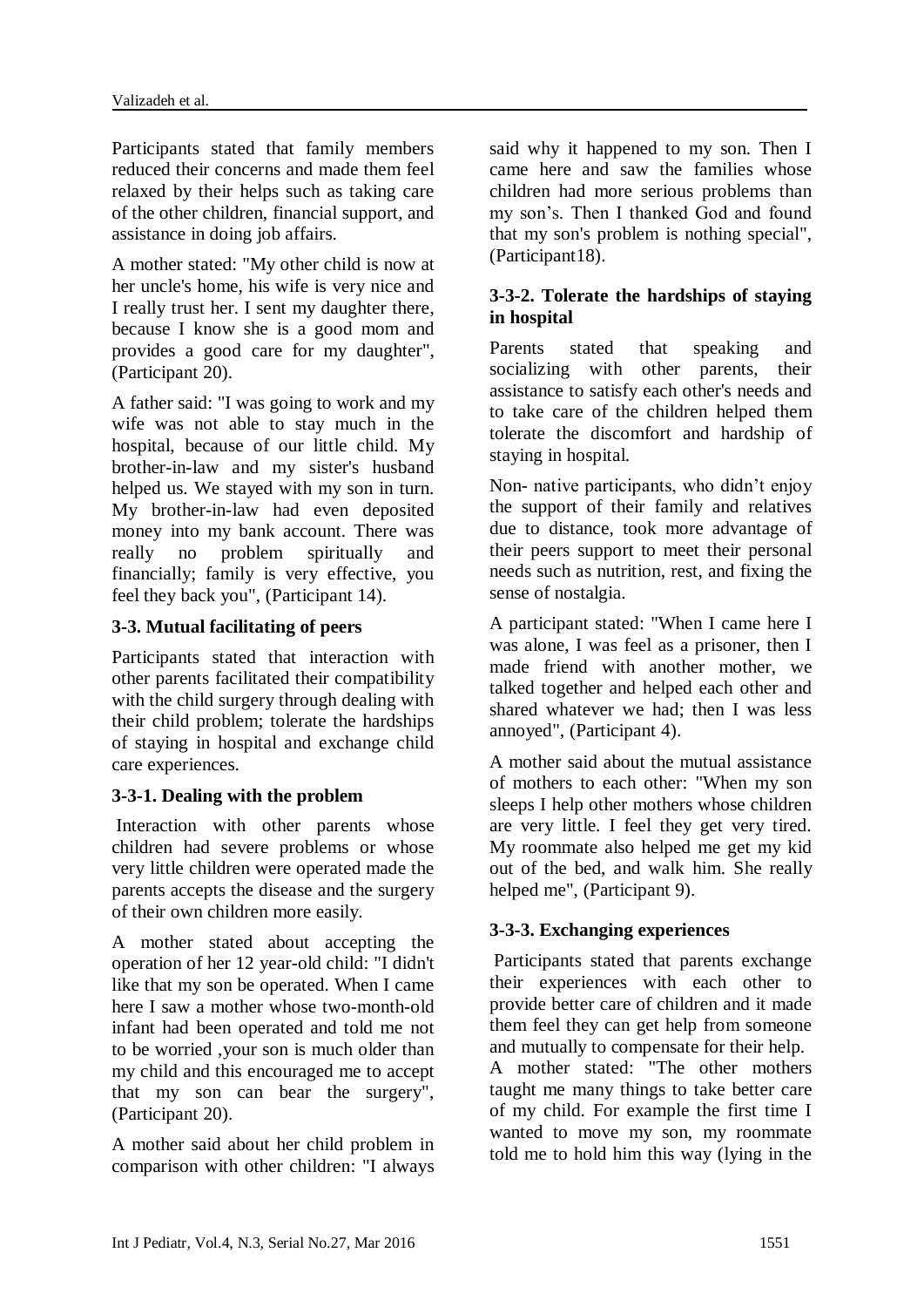Participants stated that family members reduced their concerns and made them feel relaxed by their helps such as taking care of the other children, financial support, and assistance in doing job affairs.

A mother stated: "My other child is now at her uncle's home, his wife is very nice and I really trust her. I sent my daughter there, because I know she is a good mom and provides a good care for my daughter", (Participant 20).

A father said: "I was going to work and my wife was not able to stay much in the hospital, because of our little child. My brother-in-law and my sister's husband helped us. We stayed with my son in turn. My brother-in-law had even deposited money into my bank account. There was really no problem spiritually and financially; family is very effective, you feel they back you", (Participant 14).

### 3-3. Mutual facilitating of peers

Participants stated that interaction with other parents facilitated their compatibility with the child surgery through dealing with their child problem; tolerate the hardships of staying in hospital and exchange child care experiences.

#### 3-3-1. Dealing with the problem

Interaction with other parents whose children had severe problems or whose very little children were operated made the parents accepts the disease and the surgery of their own children more easily.

A mother stated about accepting the operation of her 12 year-old child: "I didn't like that my son be operated. When I came here I saw a mother whose two-month-old infant had been operated and told me not to be worried ,your son is much older than my child and this encouraged me to accept that my son can bear the surgery", (Participant 20).

A mother said about her child problem in comparison with other children: "I always said why it happened to my son. Then I came here and saw the families whose children had more serious problems than my son's. Then I thanked God and found that my son's problem is nothing special", (Participant18).

#### 3-3-2. Tolerate the hardships of staying in hospital

Parents stated that speaking and socializing with other parents, their assistance to satisfy each other's needs and to take care of the children helped them tolerate the discomfort and hardship of staying in hospital.

Non- native participants, who didn't enjoy the support of their family and relatives due to distance, took more advantage of their peers support to meet their personal needs such as nutrition, rest, and fixing the sense of nostalgia.

A participant stated: "When I came here I was alone, I was feel as a prisoner, then I made friend with another mother, we talked together and helped each other and shared whatever we had; then I was less annoyed", (Participant 4).

A mother said about the mutual assistance of mothers to each other: "When my son sleeps I help other mothers whose children are very little. I feel they get very tired. My roommate also helped me get my kid out of the bed, and walk him. She really helped me", (Participant 9).

#### 3-3-3. Exchanging experiences

Participants stated that parents exchange their experiences with each other to provide better care of children and it made them feel they can get help from someone and mutually to compensate for their help.

A mother stated: "The other mothers taught me many things to take better care of my child. For example the first time I wanted to move my son, my roommate told me to hold him this way (lying in the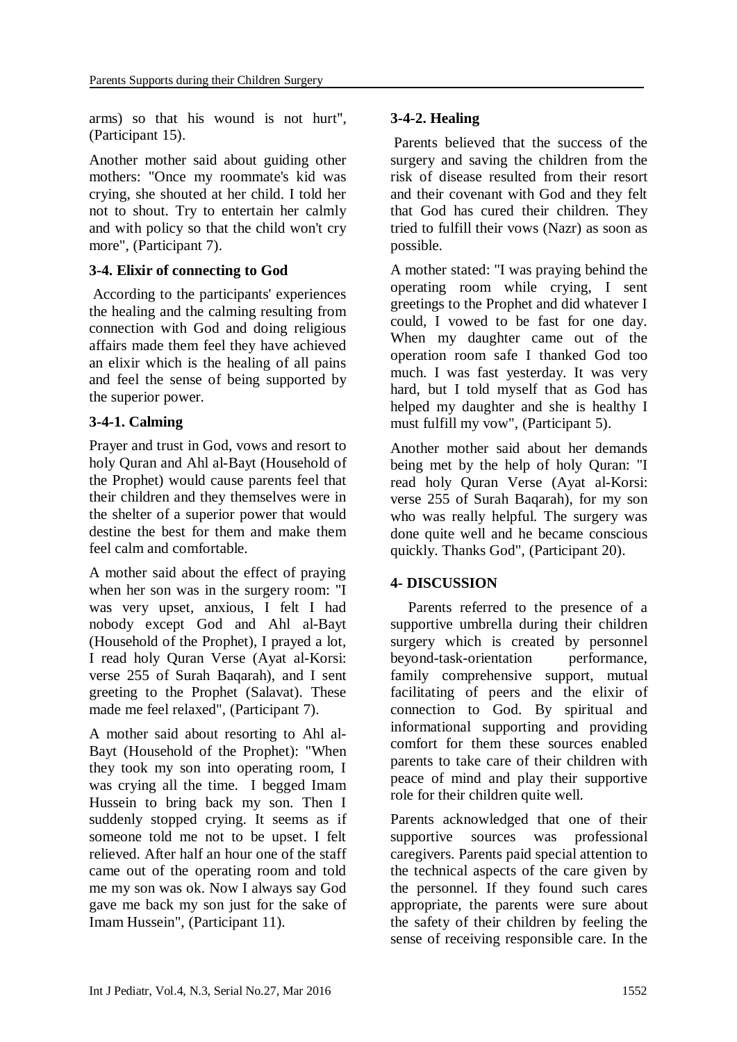arms) so that his wound is not hurt", (Participant 15).

Another mother said about guiding other mothers: "Once my roommate's kid was crying, she shouted at her child. I told her not to shout. Try to entertain her calmly and with policy so that the child won't cry more", (Participant 7).

### 3-4. Elixir of connecting to God

According to the participants' experiences the healing and the calming resulting from connection with God and doing religious affairs made them feel they have achieved an elixir which is the healing of all pains and feel the sense of being supported by the superior power.

#### 3-4-1. Calming

Prayer and trust in God, vows and resort to holy Quran and Ahl al-Bayt (Household of the Prophet) would cause parents feel that their children and they themselves were in the shelter of a superior power that would destine the best for them and make them feel calm and comfortable.

A mother said about the effect of praying when her son was in the surgery room: "I was very upset, anxious, I felt I had nobody except God and Ahl al-Bayt (Household of the Prophet), I prayed a lot, I read holy Quran Verse (Ayat al-Korsi: verse 255 of Surah Baqarah), and I sent greeting to the Prophet (Salavat). These made me feel relaxed", (Participant 7).

A mother said about resorting to Ahl al-Bayt (Household of the Prophet): "When they took my son into operating room, I was crying all the time. I begged Imam Hussein to bring back my son. Then I suddenly stopped crying. It seems as if someone told me not to be upset. I felt relieved. After half an hour one of the staff came out of the operating room and told me my son was ok. Now I always say God gave me back my son just for the sake of Imam Hussein", (Participant 11).

#### 3-4-2. Healing

Parents believed that the success of the surgery and saving the children from the risk of disease resulted from their resort and their covenant with God and they felt that God has cured their children. They tried to fulfill their vows (Nazr) as soon as possible.

A mother stated: "I was praying behind the operating room while crying, I sent greetings to the Prophet and did whatever I could, I vowed to be fast for one day. When my daughter came out of the operation room safe I thanked God too much. I was fast yesterday. It was very hard, but I told myself that as God has helped my daughter and she is healthy I must fulfill my vow", (Participant 5).

Another mother said about her demands being met by the help of holy Quran: "I read holy Quran Verse (Ayat al-Korsi: verse 255 of Surah Baqarah), for my son who was really helpful. The surgery was done quite well and he became conscious quickly. Thanks God", (Participant 20).

## 4- DISCUSSION

Parents referred to the presence of a supportive umbrella during their children surgery which is created by personnel beyond-task-orientation performance, family comprehensive support, mutual facilitating of peers and the elixir of connection to God. By spiritual and informational supporting and providing comfort for them these sources enabled parents to take care of their children with peace of mind and play their supportive role for their children quite well.

Parents acknowledged that one of their supportive sources was professional caregivers. Parents paid special attention to the technical aspects of the care given by the personnel. If they found such cares appropriate, the parents were sure about the safety of their children by feeling the sense of receiving responsible care. In the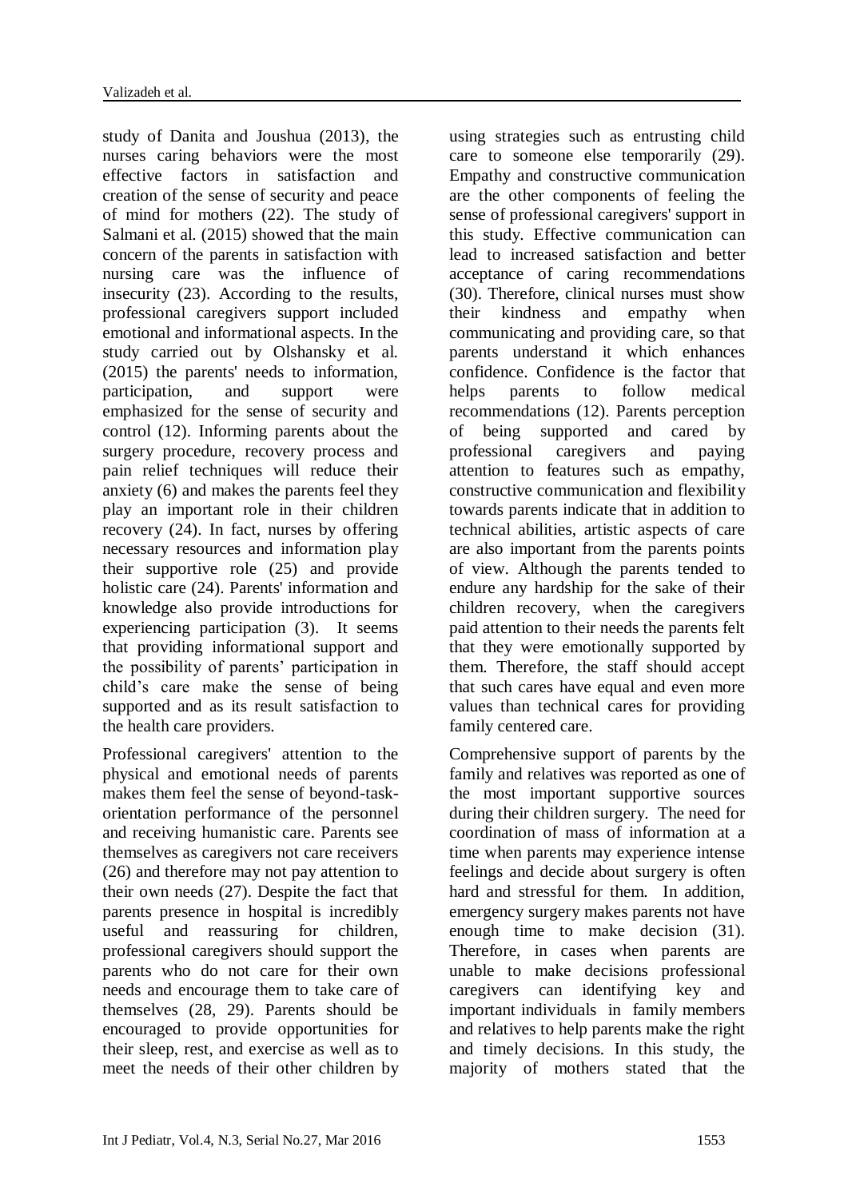study of Danita and Joushua (2013), the nurses caring behaviors were the most effective factors in satisfaction and creation of the sense of security and peace of mind for mothers (22). The study of Salmani et al. (2015) showed that the main concern of the parents in satisfaction with nursing care was the influence of insecurity (23). According to the results, professional caregivers support included emotional and informational aspects. In the study carried out by Olshansky et al. (2015) the parents' needs to information, participation, and support were emphasized for the sense of security and control (12). Informing parents about the surgery procedure, recovery process and pain relief techniques will reduce their anxiety (6) and makes the parents feel they play an important role in their children recovery (24). In fact, nurses by offering necessary resources and information play their supportive role (25) and provide holistic care (24). Parents' information and knowledge also provide introductions for experiencing participation (3). It seems that providing informational support and the possibility of parents' participation in child's care make the sense of being supported and as its result satisfaction to the health care providers.

Professional caregivers' attention to the physical and emotional needs of parents makes them feel the sense of beyond-task-orientation performance of the personnel and receiving humanistic care. Parents see themselves as caregivers not care receivers (26) and therefore may not pay attention to their own needs (27). Despite the fact that parents presence in hospital is incredibly useful and reassuring for children, professional caregivers should support the parents who do not care for their own needs and encourage them to take care of themselves (28, 29). Parents should be encouraged to provide opportunities for their sleep, rest, and exercise as well as to meet the needs of their other children by using strategies such as entrusting child care to someone else temporarily (29). Empathy and constructive communication are the other components of feeling the sense of professional caregivers' support in this study. Effective communication can lead to increased satisfaction and better acceptance of caring recommendations (30). Therefore, clinical nurses must show their kindness and empathy when communicating and providing care, so that parents understand it which enhances confidence. Confidence is the factor that helps parents to follow medical recommendations (12). Parents perception of being supported and cared by professional caregivers and paying attention to features such as empathy, constructive communication and flexibility towards parents indicate that in addition to technical abilities, artistic aspects of care are also important from the parents points of view. Although the parents tended to endure any hardship for the sake of their children recovery, when the caregivers paid attention to their needs the parents felt that they were emotionally supported by them. Therefore, the staff should accept that such cares have equal and even more values than technical cares for providing family centered care.

Comprehensive support of parents by the family and relatives was reported as one of the most important supportive sources during their children surgery. The need for coordination of mass of information at a time when parents may experience intense feelings and decide about surgery is often hard and stressful for them. In addition, emergency surgery makes parents not have enough time to make decision (31). Therefore, in cases when parents are unable to make decisions professional caregivers can identifying key and important individuals in family members and relatives to help parents make the right and timely decisions. In this study, the majority of mothers stated that the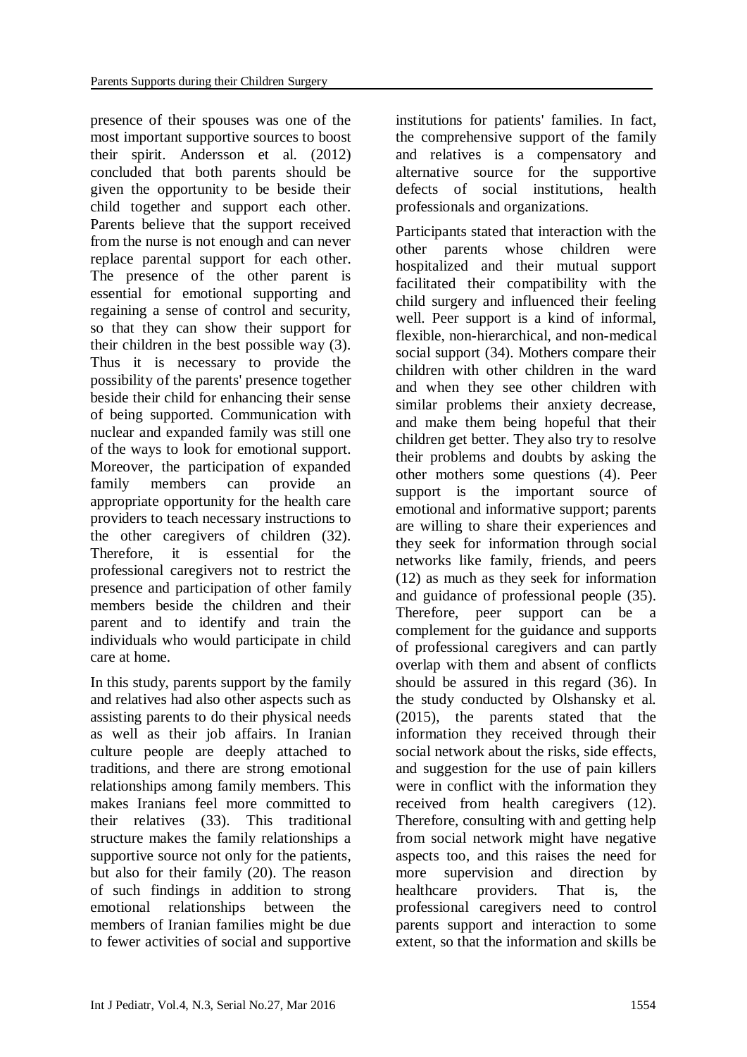presence of their spouses was one of the most important supportive sources to boost their spirit. Andersson et al. (2012) concluded that both parents should be given the opportunity to be beside their child together and support each other. Parents believe that the support received from the nurse is not enough and can never replace parental support for each other. The presence of the other parent is essential for emotional supporting and regaining a sense of control and security, so that they can show their support for their children in the best possible way (3). Thus it is necessary to provide the possibility of the parents' presence together beside their child for enhancing their sense of being supported. Communication with nuclear and expanded family was still one of the ways to look for emotional support. Moreover, the participation of expanded family members can provide an appropriate opportunity for the health care providers to teach necessary instructions to the other caregivers of children (32). Therefore, it is essential for the professional caregivers not to restrict the presence and participation of other family members beside the children and their parent and to identify and train the individuals who would participate in child care at home.

In this study, parents support by the family and relatives had also other aspects such as assisting parents to do their physical needs as well as their job affairs. In Iranian culture people are deeply attached to traditions, and there are strong emotional relationships among family members. This makes Iranians feel more committed to their relatives (33). This traditional structure makes the family relationships a supportive source not only for the patients, but also for their family (20). The reason of such findings in addition to strong emotional relationships between the members of Iranian families might be due to fewer activities of social and supportive institutions for patients' families. In fact, the comprehensive support of the family and relatives is a compensatory and alternative source for the supportive defects of social institutions, health professionals and organizations.

Participants stated that interaction with the other parents whose children were hospitalized and their mutual support facilitated their compatibility with the child surgery and influenced their feeling well. Peer support is a kind of informal, flexible, non-hierarchical, and non-medical social support (34). Mothers compare their children with other children in the ward and when they see other children with similar problems their anxiety decrease, and make them being hopeful that their children get better. They also try to resolve their problems and doubts by asking the other mothers some questions (4). Peer support is the important source of emotional and informative support; parents are willing to share their experiences and they seek for information through social networks like family, friends, and peers (12) as much as they seek for information and guidance of professional people (35). Therefore, peer support can be a complement for the guidance and supports of professional caregivers and can partly overlap with them and absent of conflicts should be assured in this regard (36). In the study conducted by Olshansky et al. (2015), the parents stated that the information they received through their social network about the risks, side effects, and suggestion for the use of pain killers were in conflict with the information they received from health caregivers (12). Therefore, consulting with and getting help from social network might have negative aspects too, and this raises the need for more supervision and direction by healthcare providers. That is, the professional caregivers need to control parents support and interaction to some extent, so that the information and skills be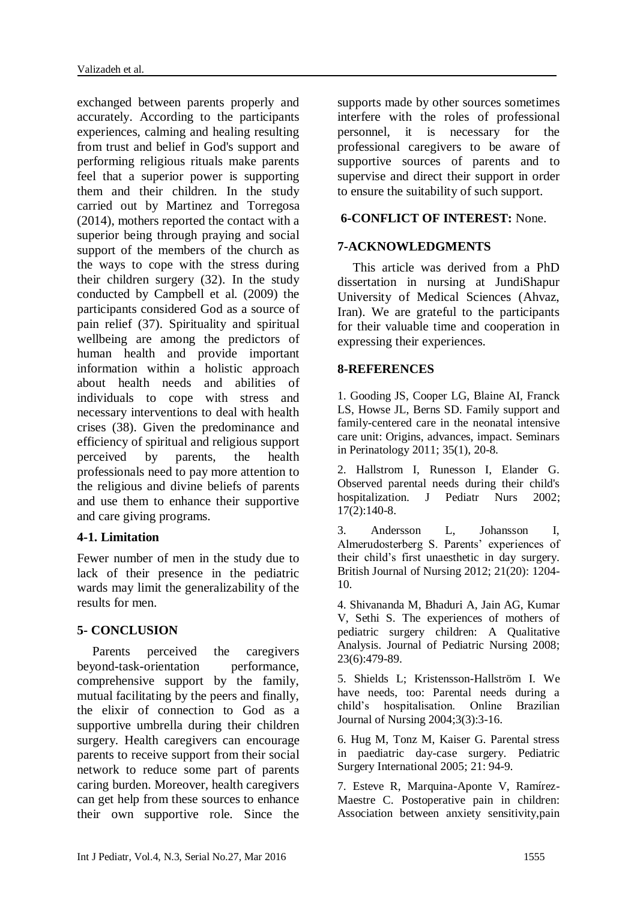exchanged between parents properly and accurately. According to the participants experiences, calming and healing resulting from trust and belief in God's support and performing religious rituals make parents feel that a superior power is supporting them and their children. In the study carried out by Martinez and Torregosa (2014), mothers reported the contact with a superior being through praying and social support of the members of the church as the ways to cope with the stress during their children surgery (32). In the study conducted by Campbell et al. (2009) the participants considered God as a source of pain relief (37). Spirituality and spiritual wellbeing are among the predictors of human health and provide important information within a holistic approach about health needs and abilities of individuals to cope with stress and necessary interventions to deal with health crises (38). Given the predominance and efficiency of spiritual and religious support perceived by parents, the health professionals need to pay more attention to the religious and divine beliefs of parents and use them to enhance their supportive and care giving programs.

### 4-1. Limitation

Fewer number of men in the study due to lack of their presence in the pediatric wards may limit the generalizability of the results for men.

## 5- CONCLUSION

Parents perceived the caregivers beyond-task-orientation performance, comprehensive support by the family, mutual facilitating by the peers and finally, the elixir of connection to God as a supportive umbrella during their children surgery. Health caregivers can encourage parents to receive support from their social network to reduce some part of parents caring burden. Moreover, health caregivers can get help from these sources to enhance their own supportive role. Since the supports made by other sources sometimes interfere with the roles of professional personnel, it is necessary for the professional caregivers to be aware of supportive sources of parents and to supervise and direct their support in order to ensure the suitability of such support.

## 6-CONFLICT OF INTEREST: None.

## 7-ACKNOWLEDGMENTS

This article was derived from a PhD dissertation in nursing at JundiShapur University of Medical Sciences (Ahvaz, Iran). We are grateful to the participants for their valuable time and cooperation in expressing their experiences.

## 8-REFERENCES

1. Gooding JS, Cooper LG, Blaine AI, Franck LS, Howse JL, Berns SD. Family support and family-centered care in the neonatal intensive care unit: Origins, advances, impact. Seminars in Perinatology 2011; 35(1), 20-8.

2. Hallstrom I, Runesson I, Elander G. Observed parental needs during their child's hospitalization. J Pediatr Nurs 2002; 17(2):140-8.

3. Andersson L, Johansson I, Almerudosterberg S. Parents' experiences of their child's first unaesthetic in day surgery. British Journal of Nursing 2012; 21(20): 1204-10.

4. Shivananda M, Bhaduri A, Jain AG, Kumar V, Sethi S. The experiences of mothers of pediatric surgery children: A Qualitative Analysis. Journal of Pediatric Nursing 2008; 23(6):479-89.

5. Shields L; Kristensson-Hallström I. We have needs, too: Parental needs during a child's hospitalisation. Online Brazilian Journal of Nursing 2004;3(3):3-16.

6. Hug M, Tonz M, Kaiser G. Parental stress in paediatric day-case surgery. Pediatric Surgery International 2005; 21: 94-9.

7. Esteve R, Marquina-Aponte V, Ramírez-Maestre C. Postoperative pain in children: Association between anxiety sensitivity,pain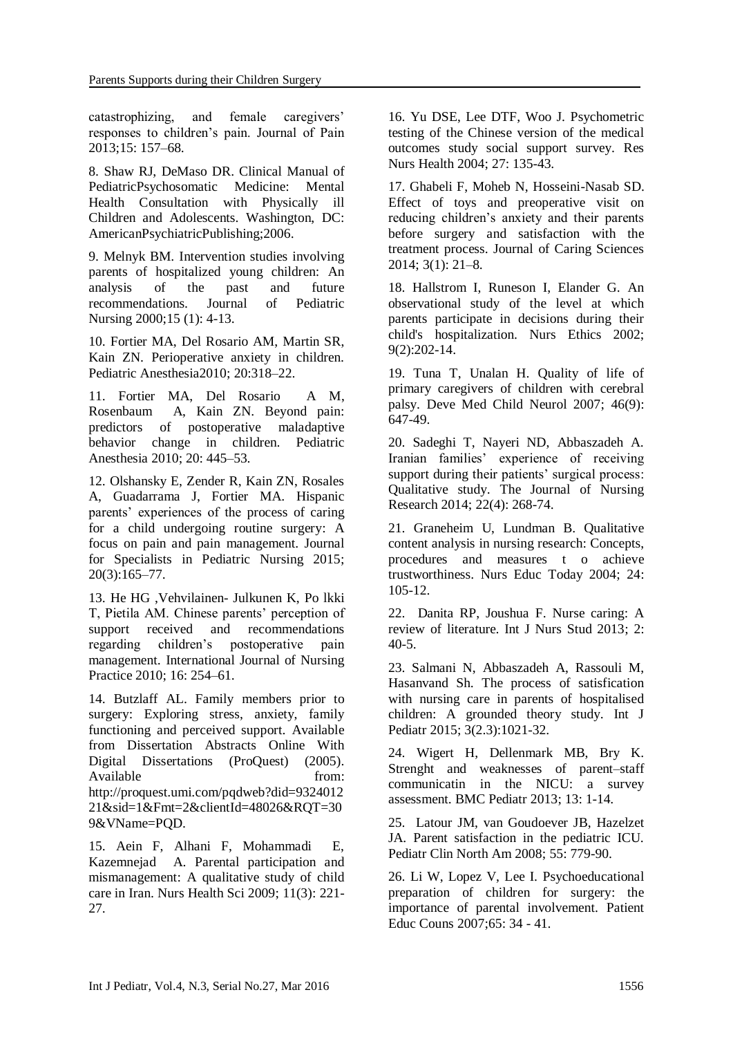catastrophizing, and female caregivers' responses to children's pain. Journal of Pain 2013;15: 157–68.

8. Shaw RJ, DeMaso DR. Clinical Manual of PediatricPsychosomatic Medicine: Mental Health Consultation with Physically ill Children and Adolescents. Washington, DC: AmericanPsychiatricPublishing;2006.

9. Melnyk BM. Intervention studies involving parents of hospitalized young children: An analysis of the past and future recommendations. Journal of Pediatric Nursing 2000;15 (1): 4-13.

10. Fortier MA, Del Rosario AM, Martin SR, Kain ZN. Perioperative anxiety in children. Pediatric Anesthesia2010; 20:318–22.

11. Fortier MA, Del Rosario A M, Rosenbaum A, Kain ZN. Beyond pain: predictors of postoperative maladaptive behavior change in children. Pediatric Anesthesia 2010; 20: 445–53.

12. Olshansky E, Zender R, Kain ZN, Rosales A, Guadarrama J, Fortier MA. Hispanic parents' experiences of the process of caring for a child undergoing routine surgery: A focus on pain and pain management. Journal for Specialists in Pediatric Nursing 2015; 20(3):165–77.

13. He HG ,Vehvilainen- Julkunen K, Po lkki T, Pietila AM. Chinese parents' perception of support received and recommendations regarding children's postoperative pain management. International Journal of Nursing Practice 2010; 16: 254–61.

14. Butzlaff AL. Family members prior to surgery: Exploring stress, anxiety, family functioning and perceived support. Available from Dissertation Abstracts Online With Digital Dissertations (ProQuest) (2005). Available from: http://proquest.umi.com/pqdweb?did=932401221&sid=1&Fmt=2&clientId=48026&RQT=309&VName=PQD.

15. Aein F, Alhani F, Mohammadi E, Kazemnejad A. Parental participation and mismanagement: A qualitative study of child care in Iran. Nurs Health Sci 2009; 11(3): 221-27.

16. Yu DSE, Lee DTF, Woo J. Psychometric testing of the Chinese version of the medical outcomes study social support survey. Res Nurs Health 2004; 27: 135-43.

17. Ghabeli F, Moheb N, Hosseini-Nasab SD. Effect of toys and preoperative visit on reducing children's anxiety and their parents before surgery and satisfaction with the treatment process. Journal of Caring Sciences 2014; 3(1): 21–8.

18. Hallstrom I, Runeson I, Elander G. An observational study of the level at which parents participate in decisions during their child's hospitalization. Nurs Ethics 2002; 9(2):202-14.

19. Tuna T, Unalan H. Quality of life of primary caregivers of children with cerebral palsy. Deve Med Child Neurol 2007; 46(9): 647-49.

20. Sadeghi T, Nayeri ND, Abbaszadeh A. Iranian families' experience of receiving support during their patients' surgical process: Qualitative study. The Journal of Nursing Research 2014; 22(4): 268-74.

21. Graneheim U, Lundman B. Qualitative content analysis in nursing research: Concepts, procedures and measures t o achieve trustworthiness. Nurs Educ Today 2004; 24: 105-12.

22. Danita RP, Joushua F. Nurse caring: A review of literature. Int J Nurs Stud 2013; 2: 40-5.

23. Salmani N, Abbaszadeh A, Rassouli M, Hasanvand Sh. The process of satisfication with nursing care in parents of hospitalised children: A grounded theory study. Int J Pediatr 2015; 3(2.3):1021-32.

24. Wigert H, Dellenmark MB, Bry K. Strenght and weaknesses of parent–staff communicatin in the NICU: a survey assessment. BMC Pediatr 2013; 13: 1-14.

25. Latour JM, van Goudoever JB, Hazelzet JA. Parent satisfaction in the pediatric ICU. Pediatr Clin North Am 2008; 55: 779-90.

26. Li W, Lopez V, Lee I. Psychoeducational preparation of children for surgery: the importance of parental involvement. Patient Educ Couns 2007;65: 34 - 41.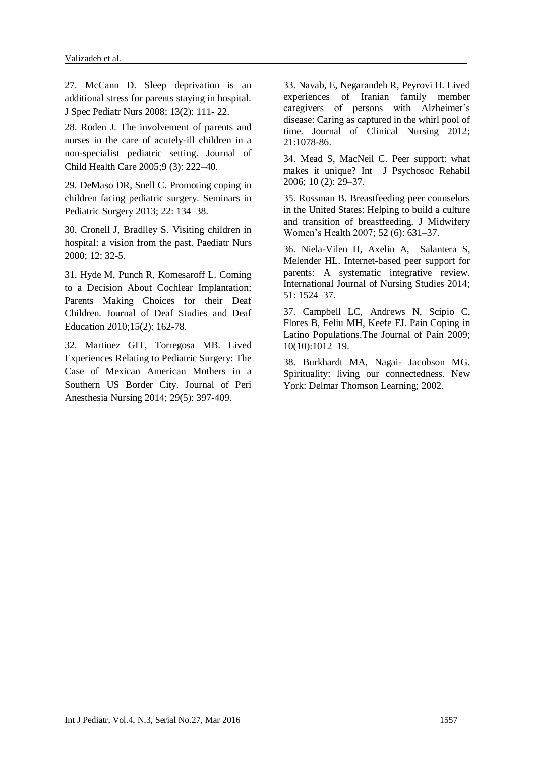27. McCann D. Sleep deprivation is an additional stress for parents staying in hospital. J Spec Pediatr Nurs 2008; 13(2): 111- 22.

28. Roden J. The involvement of parents and nurses in the care of acutely-ill children in a non-specialist pediatric setting. Journal of Child Health Care 2005;9 (3): 222–40.

29. DeMaso DR, Snell C. Promoting coping in children facing pediatric surgery. Seminars in Pediatric Surgery 2013; 22: 134–38.

30. Cronell J, Bradlley S. Visiting children in hospital: a vision from the past. Paediatr Nurs 2000; 12: 32-5.

31. Hyde M, Punch R, Komesaroff L. Coming to a Decision About Cochlear Implantation: Parents Making Choices for their Deaf Children. Journal of Deaf Studies and Deaf Education 2010;15(2): 162-78.

32. Martinez GIT, Torregosa MB. Lived Experiences Relating to Pediatric Surgery: The Case of Mexican American Mothers in a Southern US Border City. Journal of Peri Anesthesia Nursing 2014; 29(5): 397-409.

33. Navab, E, Negarandeh R, Peyrovi H. Lived experiences of Iranian family member caregivers of persons with Alzheimer's disease: Caring as captured in the whirl pool of time. Journal of Clinical Nursing 2012; 21:1078-86.

34. Mead S, MacNeil C. Peer support: what makes it unique? Int J Psychosoc Rehabil 2006; 10 (2): 29–37.

35. Rossman B. Breastfeeding peer counselors in the United States: Helping to build a culture and transition of breastfeeding. J Midwifery Women's Health 2007; 52 (6): 631–37.

36. Niela-Vilen H, Axelin A, Salantera S, Melender HL. Internet-based peer support for parents: A systematic integrative review. International Journal of Nursing Studies 2014; 51: 1524–37.

37. Campbell LC, Andrews N, Scipio C, Flores B, Feliu MH, Keefe FJ. Pain Coping in Latino Populations.The Journal of Pain 2009; 10(10):1012–19.

38. Burkhardt MA, Nagai- Jacobson MG. Spirituality: living our connectedness. New York: Delmar Thomson Learning; 2002.